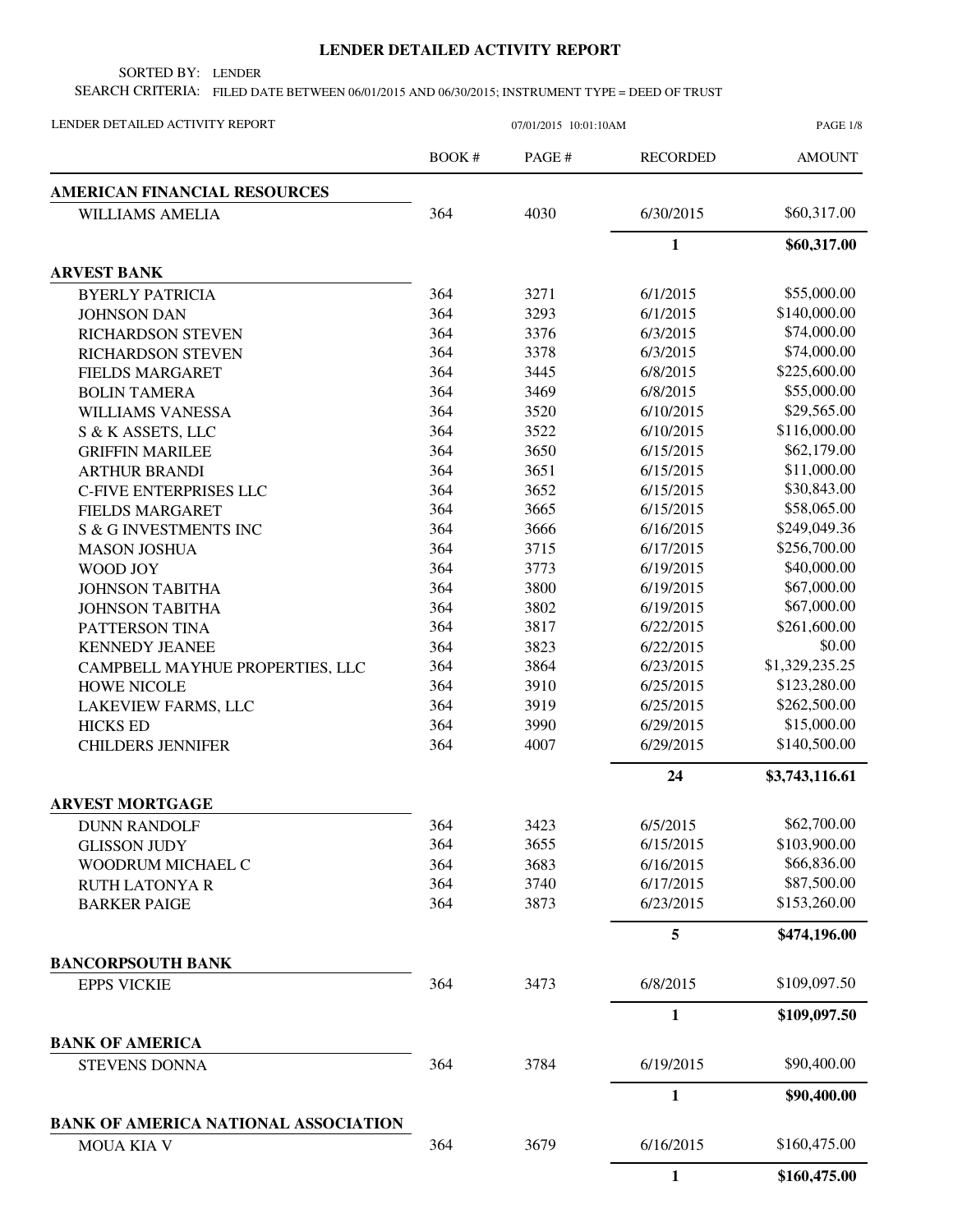# LENDER DETAILED ACTIVITY REPORT

SORTED BY: LENDER

SEARCH CRITERIA: FILED DATE BETWEEN 06/01/2015 AND 06/30/2015; INSTRUMENT TYPE = DEED OF TRUST

LENDER DETAILED ACTIVITY REPORT — 07/01/2015 10:01:10AM

| | BOOK # | PAGE # | RECORDED | AMOUNT |
|---|---|---|---|---|
| **AMERICAN FINANCIAL RESOURCES** | | | | |
| WILLIAMS AMELIA | 364 | 4030 | 6/30/2015 | $60,317.00 |
| | | | **1** | **$60,317.00** |
| **ARVEST BANK** | | | | |
| BYERLY PATRICIA | 364 | 3271 | 6/1/2015 | $55,000.00 |
| JOHNSON DAN | 364 | 3293 | 6/1/2015 | $140,000.00 |
| RICHARDSON STEVEN | 364 | 3376 | 6/3/2015 | $74,000.00 |
| RICHARDSON STEVEN | 364 | 3378 | 6/3/2015 | $74,000.00 |
| FIELDS MARGARET | 364 | 3445 | 6/8/2015 | $225,600.00 |
| BOLIN TAMERA | 364 | 3469 | 6/8/2015 | $55,000.00 |
| WILLIAMS VANESSA | 364 | 3520 | 6/10/2015 | $29,565.00 |
| S & K ASSETS, LLC | 364 | 3522 | 6/10/2015 | $116,000.00 |
| GRIFFIN MARILEE | 364 | 3650 | 6/15/2015 | $62,179.00 |
| ARTHUR BRANDI | 364 | 3651 | 6/15/2015 | $11,000.00 |
| C-FIVE ENTERPRISES LLC | 364 | 3652 | 6/15/2015 | $30,843.00 |
| FIELDS MARGARET | 364 | 3665 | 6/15/2015 | $58,065.00 |
| S & G INVESTMENTS INC | 364 | 3666 | 6/16/2015 | $249,049.36 |
| MASON JOSHUA | 364 | 3715 | 6/17/2015 | $256,700.00 |
| WOOD JOY | 364 | 3773 | 6/19/2015 | $40,000.00 |
| JOHNSON TABITHA | 364 | 3800 | 6/19/2015 | $67,000.00 |
| JOHNSON TABITHA | 364 | 3802 | 6/19/2015 | $67,000.00 |
| PATTERSON TINA | 364 | 3817 | 6/22/2015 | $261,600.00 |
| KENNEDY JEANEE | 364 | 3823 | 6/22/2015 | $0.00 |
| CAMPBELL MAYHUE PROPERTIES, LLC | 364 | 3864 | 6/23/2015 | $1,329,235.25 |
| HOWE NICOLE | 364 | 3910 | 6/25/2015 | $123,280.00 |
| LAKEVIEW FARMS, LLC | 364 | 3919 | 6/25/2015 | $262,500.00 |
| HICKS ED | 364 | 3990 | 6/29/2015 | $15,000.00 |
| CHILDERS JENNIFER | 364 | 4007 | 6/29/2015 | $140,500.00 |
| | | | **24** | **$3,743,116.61** |
| **ARVEST MORTGAGE** | | | | |
| DUNN RANDOLF | 364 | 3423 | 6/5/2015 | $62,700.00 |
| GLISSON JUDY | 364 | 3655 | 6/15/2015 | $103,900.00 |
| WOODRUM MICHAEL C | 364 | 3683 | 6/16/2015 | $66,836.00 |
| RUTH LATONYA R | 364 | 3740 | 6/17/2015 | $87,500.00 |
| BARKER PAIGE | 364 | 3873 | 6/23/2015 | $153,260.00 |
| | | | **5** | **$474,196.00** |
| **BANCORPSOUTH BANK** | | | | |
| EPPS VICKIE | 364 | 3473 | 6/8/2015 | $109,097.50 |
| | | | **1** | **$109,097.50** |
| **BANK OF AMERICA** | | | | |
| STEVENS DONNA | 364 | 3784 | 6/19/2015 | $90,400.00 |
| | | | **1** | **$90,400.00** |
| **BANK OF AMERICA NATIONAL ASSOCIATION** | | | | |
| MOUA KIA V | 364 | 3679 | 6/16/2015 | $160,475.00 |
| | | | **1** | **$160,475.00** |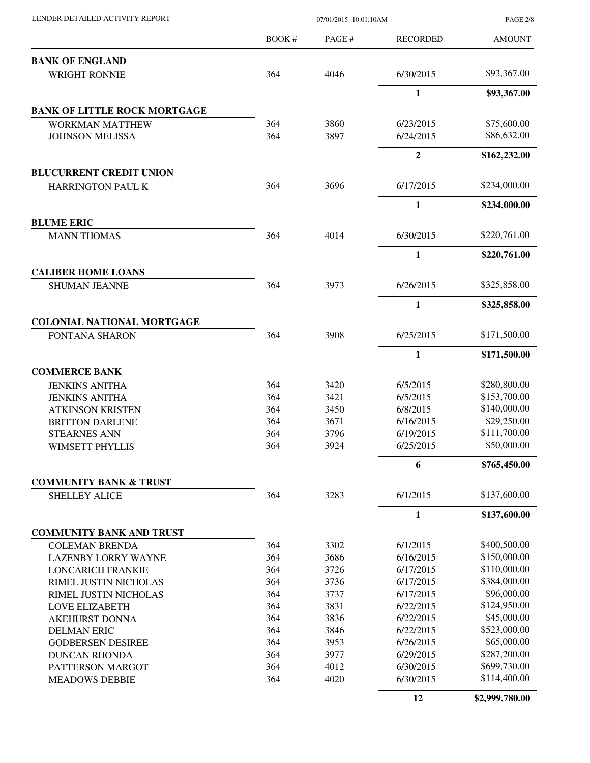| | BOOK # | PAGE # | RECORDED | AMOUNT |
|---|---|---|---|---|
| **BANK OF ENGLAND** | | | | |
| WRIGHT RONNIE | 364 | 4046 | 6/30/2015 | $93,367.00 |
| | | | **1** | **$93,367.00** |
| **BANK OF LITTLE ROCK MORTGAGE** | | | | |
| WORKMAN MATTHEW | 364 | 3860 | 6/23/2015 | $75,600.00 |
| JOHNSON MELISSA | 364 | 3897 | 6/24/2015 | $86,632.00 |
| | | | **2** | **$162,232.00** |
| **BLUCURRENT CREDIT UNION** | | | | |
| HARRINGTON PAUL K | 364 | 3696 | 6/17/2015 | $234,000.00 |
| | | | **1** | **$234,000.00** |
| **BLUME ERIC** | | | | |
| MANN THOMAS | 364 | 4014 | 6/30/2015 | $220,761.00 |
| | | | **1** | **$220,761.00** |
| **CALIBER HOME LOANS** | | | | |
| SHUMAN JEANNE | 364 | 3973 | 6/26/2015 | $325,858.00 |
| | | | **1** | **$325,858.00** |
| **COLONIAL NATIONAL MORTGAGE** | | | | |
| FONTANA SHARON | 364 | 3908 | 6/25/2015 | $171,500.00 |
| | | | **1** | **$171,500.00** |
| **COMMERCE BANK** | | | | |
| JENKINS ANITHA | 364 | 3420 | 6/5/2015 | $280,800.00 |
| JENKINS ANITHA | 364 | 3421 | 6/5/2015 | $153,700.00 |
| ATKINSON KRISTEN | 364 | 3450 | 6/8/2015 | $140,000.00 |
| BRITTON DARLENE | 364 | 3671 | 6/16/2015 | $29,250.00 |
| STEARNES ANN | 364 | 3796 | 6/19/2015 | $111,700.00 |
| WIMSETT PHYLLIS | 364 | 3924 | 6/25/2015 | $50,000.00 |
| | | | **6** | **$765,450.00** |
| **COMMUNITY BANK & TRUST** | | | | |
| SHELLEY ALICE | 364 | 3283 | 6/1/2015 | $137,600.00 |
| | | | **1** | **$137,600.00** |
| **COMMUNITY BANK AND TRUST** | | | | |
| COLEMAN BRENDA | 364 | 3302 | 6/1/2015 | $400,500.00 |
| LAZENBY LORRY WAYNE | 364 | 3686 | 6/16/2015 | $150,000.00 |
| LONCARICH FRANKIE | 364 | 3726 | 6/17/2015 | $110,000.00 |
| RIMEL JUSTIN NICHOLAS | 364 | 3736 | 6/17/2015 | $384,000.00 |
| RIMEL JUSTIN NICHOLAS | 364 | 3737 | 6/17/2015 | $96,000.00 |
| LOVE ELIZABETH | 364 | 3831 | 6/22/2015 | $124,950.00 |
| AKEHURST DONNA | 364 | 3836 | 6/22/2015 | $45,000.00 |
| DELMAN ERIC | 364 | 3846 | 6/22/2015 | $523,000.00 |
| GODBERSEN DESIREE | 364 | 3953 | 6/26/2015 | $65,000.00 |
| DUNCAN RHONDA | 364 | 3977 | 6/29/2015 | $287,200.00 |
| PATTERSON MARGOT | 364 | 4012 | 6/30/2015 | $699,730.00 |
| MEADOWS DEBBIE | 364 | 4020 | 6/30/2015 | $114,400.00 |
| | | | **12** | **$2,999,780.00** |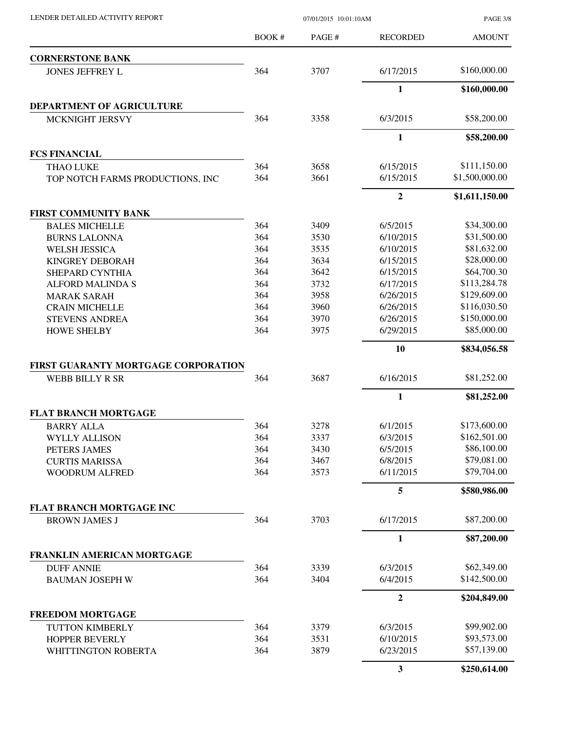| | BOOK # | PAGE # | RECORDED | AMOUNT |
|---|---|---|---|---|
| **CORNERSTONE BANK** | | | | |
| JONES JEFFREY L | 364 | 3707 | 6/17/2015 | $160,000.00 |
| | | | **1** | **$160,000.00** |
| **DEPARTMENT OF AGRICULTURE** | | | | |
| MCKNIGHT JERSVY | 364 | 3358 | 6/3/2015 | $58,200.00 |
| | | | **1** | **$58,200.00** |
| **FCS FINANCIAL** | | | | |
| THAO LUKE | 364 | 3658 | 6/15/2015 | $111,150.00 |
| TOP NOTCH FARMS PRODUCTIONS, INC | 364 | 3661 | 6/15/2015 | $1,500,000.00 |
| | | | **2** | **$1,611,150.00** |
| **FIRST COMMUNITY BANK** | | | | |
| BALES MICHELLE | 364 | 3409 | 6/5/2015 | $34,300.00 |
| BURNS LALONNA | 364 | 3530 | 6/10/2015 | $31,500.00 |
| WELSH JESSICA | 364 | 3535 | 6/10/2015 | $81,632.00 |
| KINGREY DEBORAH | 364 | 3634 | 6/15/2015 | $28,000.00 |
| SHEPARD CYNTHIA | 364 | 3642 | 6/15/2015 | $64,700.30 |
| ALFORD MALINDA S | 364 | 3732 | 6/17/2015 | $113,284.78 |
| MARAK SARAH | 364 | 3958 | 6/26/2015 | $129,609.00 |
| CRAIN MICHELLE | 364 | 3960 | 6/26/2015 | $116,030.50 |
| STEVENS ANDREA | 364 | 3970 | 6/26/2015 | $150,000.00 |
| HOWE SHELBY | 364 | 3975 | 6/29/2015 | $85,000.00 |
| | | | **10** | **$834,056.58** |
| **FIRST GUARANTY MORTGAGE CORPORATION** | | | | |
| WEBB BILLY R SR | 364 | 3687 | 6/16/2015 | $81,252.00 |
| | | | **1** | **$81,252.00** |
| **FLAT BRANCH MORTGAGE** | | | | |
| BARRY ALLA | 364 | 3278 | 6/1/2015 | $173,600.00 |
| WYLLY ALLISON | 364 | 3337 | 6/3/2015 | $162,501.00 |
| PETERS JAMES | 364 | 3430 | 6/5/2015 | $86,100.00 |
| CURTIS MARISSA | 364 | 3467 | 6/8/2015 | $79,081.00 |
| WOODRUM ALFRED | 364 | 3573 | 6/11/2015 | $79,704.00 |
| | | | **5** | **$580,986.00** |
| **FLAT BRANCH MORTGAGE INC** | | | | |
| BROWN JAMES J | 364 | 3703 | 6/17/2015 | $87,200.00 |
| | | | **1** | **$87,200.00** |
| **FRANKLIN AMERICAN MORTGAGE** | | | | |
| DUFF ANNIE | 364 | 3339 | 6/3/2015 | $62,349.00 |
| BAUMAN JOSEPH W | 364 | 3404 | 6/4/2015 | $142,500.00 |
| | | | **2** | **$204,849.00** |
| **FREEDOM MORTGAGE** | | | | |
| TUTTON KIMBERLY | 364 | 3379 | 6/3/2015 | $99,902.00 |
| HOPPER BEVERLY | 364 | 3531 | 6/10/2015 | $93,573.00 |
| WHITTINGTON ROBERTA | 364 | 3879 | 6/23/2015 | $57,139.00 |
| | | | **3** | **$250,614.00** |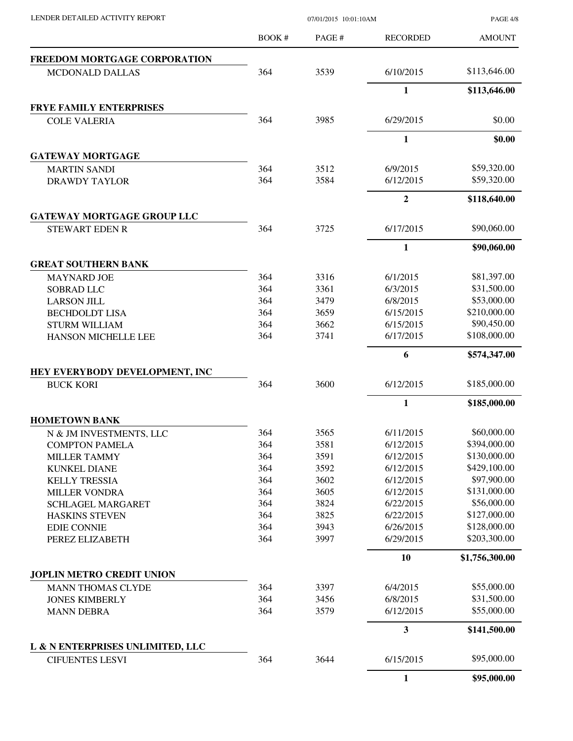| | BOOK # | PAGE # | RECORDED | AMOUNT |
|---|---|---|---|---|
| **FREEDOM MORTGAGE CORPORATION** | | | | |
| MCDONALD DALLAS | 364 | 3539 | 6/10/2015 | $113,646.00 |
| | | | **1** | **$113,646.00** |
| **FRYE FAMILY ENTERPRISES** | | | | |
| COLE VALERIA | 364 | 3985 | 6/29/2015 | $0.00 |
| | | | **1** | **$0.00** |
| **GATEWAY MORTGAGE** | | | | |
| MARTIN SANDI | 364 | 3512 | 6/9/2015 | $59,320.00 |
| DRAWDY TAYLOR | 364 | 3584 | 6/12/2015 | $59,320.00 |
| | | | **2** | **$118,640.00** |
| **GATEWAY MORTGAGE GROUP LLC** | | | | |
| STEWART EDEN R | 364 | 3725 | 6/17/2015 | $90,060.00 |
| | | | **1** | **$90,060.00** |
| **GREAT SOUTHERN BANK** | | | | |
| MAYNARD JOE | 364 | 3316 | 6/1/2015 | $81,397.00 |
| SOBRAD LLC | 364 | 3361 | 6/3/2015 | $31,500.00 |
| LARSON JILL | 364 | 3479 | 6/8/2015 | $53,000.00 |
| BECHDOLDT LISA | 364 | 3659 | 6/15/2015 | $210,000.00 |
| STURM WILLIAM | 364 | 3662 | 6/15/2015 | $90,450.00 |
| HANSON MICHELLE LEE | 364 | 3741 | 6/17/2015 | $108,000.00 |
| | | | **6** | **$574,347.00** |
| **HEY EVERYBODY DEVELOPMENT, INC** | | | | |
| BUCK KORI | 364 | 3600 | 6/12/2015 | $185,000.00 |
| | | | **1** | **$185,000.00** |
| **HOMETOWN BANK** | | | | |
| N & JM INVESTMENTS, LLC | 364 | 3565 | 6/11/2015 | $60,000.00 |
| COMPTON PAMELA | 364 | 3581 | 6/12/2015 | $394,000.00 |
| MILLER TAMMY | 364 | 3591 | 6/12/2015 | $130,000.00 |
| KUNKEL DIANE | 364 | 3592 | 6/12/2015 | $429,100.00 |
| KELLY TRESSIA | 364 | 3602 | 6/12/2015 | $97,900.00 |
| MILLER VONDRA | 364 | 3605 | 6/12/2015 | $131,000.00 |
| SCHLAGEL MARGARET | 364 | 3824 | 6/22/2015 | $56,000.00 |
| HASKINS STEVEN | 364 | 3825 | 6/22/2015 | $127,000.00 |
| EDIE CONNIE | 364 | 3943 | 6/26/2015 | $128,000.00 |
| PEREZ ELIZABETH | 364 | 3997 | 6/29/2015 | $203,300.00 |
| | | | **10** | **$1,756,300.00** |
| **JOPLIN METRO CREDIT UNION** | | | | |
| MANN THOMAS CLYDE | 364 | 3397 | 6/4/2015 | $55,000.00 |
| JONES KIMBERLY | 364 | 3456 | 6/8/2015 | $31,500.00 |
| MANN DEBRA | 364 | 3579 | 6/12/2015 | $55,000.00 |
| | | | **3** | **$141,500.00** |
| **L & N ENTERPRISES UNLIMITED, LLC** | | | | |
| CIFUENTES LESVI | 364 | 3644 | 6/15/2015 | $95,000.00 |
| | | | **1** | **$95,000.00** |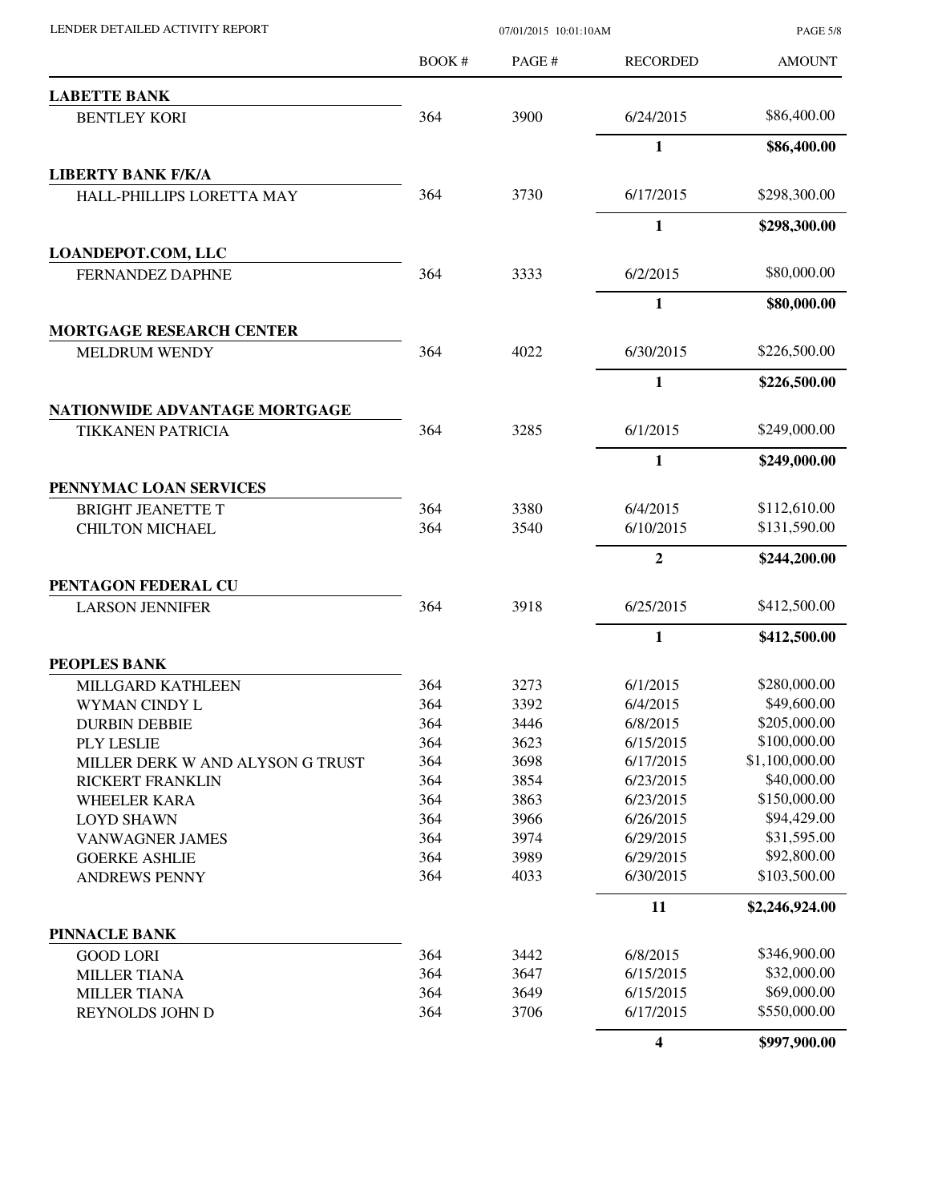| | BOOK # | PAGE # | RECORDED | AMOUNT |
|---|---|---|---|---|
| **LABETTE BANK** | | | | |
| BENTLEY KORI | 364 | 3900 | 6/24/2015 | $86,400.00 |
| | | | **1** | **$86,400.00** |
| **LIBERTY BANK F/K/A** | | | | |
| HALL-PHILLIPS LORETTA MAY | 364 | 3730 | 6/17/2015 | $298,300.00 |
| | | | **1** | **$298,300.00** |
| **LOANDEPOT.COM, LLC** | | | | |
| FERNANDEZ DAPHNE | 364 | 3333 | 6/2/2015 | $80,000.00 |
| | | | **1** | **$80,000.00** |
| **MORTGAGE RESEARCH CENTER** | | | | |
| MELDRUM WENDY | 364 | 4022 | 6/30/2015 | $226,500.00 |
| | | | **1** | **$226,500.00** |
| **NATIONWIDE ADVANTAGE MORTGAGE** | | | | |
| TIKKANEN PATRICIA | 364 | 3285 | 6/1/2015 | $249,000.00 |
| | | | **1** | **$249,000.00** |
| **PENNYMAC LOAN SERVICES** | | | | |
| BRIGHT JEANETTE T | 364 | 3380 | 6/4/2015 | $112,610.00 |
| CHILTON MICHAEL | 364 | 3540 | 6/10/2015 | $131,590.00 |
| | | | **2** | **$244,200.00** |
| **PENTAGON FEDERAL CU** | | | | |
| LARSON JENNIFER | 364 | 3918 | 6/25/2015 | $412,500.00 |
| | | | **1** | **$412,500.00** |
| **PEOPLES BANK** | | | | |
| MILLGARD KATHLEEN | 364 | 3273 | 6/1/2015 | $280,000.00 |
| WYMAN CINDY L | 364 | 3392 | 6/4/2015 | $49,600.00 |
| DURBIN DEBBIE | 364 | 3446 | 6/8/2015 | $205,000.00 |
| PLY LESLIE | 364 | 3623 | 6/15/2015 | $100,000.00 |
| MILLER DERK W AND ALYSON G TRUST | 364 | 3698 | 6/17/2015 | $1,100,000.00 |
| RICKERT FRANKLIN | 364 | 3854 | 6/23/2015 | $40,000.00 |
| WHEELER KARA | 364 | 3863 | 6/23/2015 | $150,000.00 |
| LOYD SHAWN | 364 | 3966 | 6/26/2015 | $94,429.00 |
| VANWAGNER JAMES | 364 | 3974 | 6/29/2015 | $31,595.00 |
| GOERKE ASHLIE | 364 | 3989 | 6/29/2015 | $92,800.00 |
| ANDREWS PENNY | 364 | 4033 | 6/30/2015 | $103,500.00 |
| | | | **11** | **$2,246,924.00** |
| **PINNACLE BANK** | | | | |
| GOOD LORI | 364 | 3442 | 6/8/2015 | $346,900.00 |
| MILLER TIANA | 364 | 3647 | 6/15/2015 | $32,000.00 |
| MILLER TIANA | 364 | 3649 | 6/15/2015 | $69,000.00 |
| REYNOLDS JOHN D | 364 | 3706 | 6/17/2015 | $550,000.00 |
| | | | **4** | **$997,900.00** |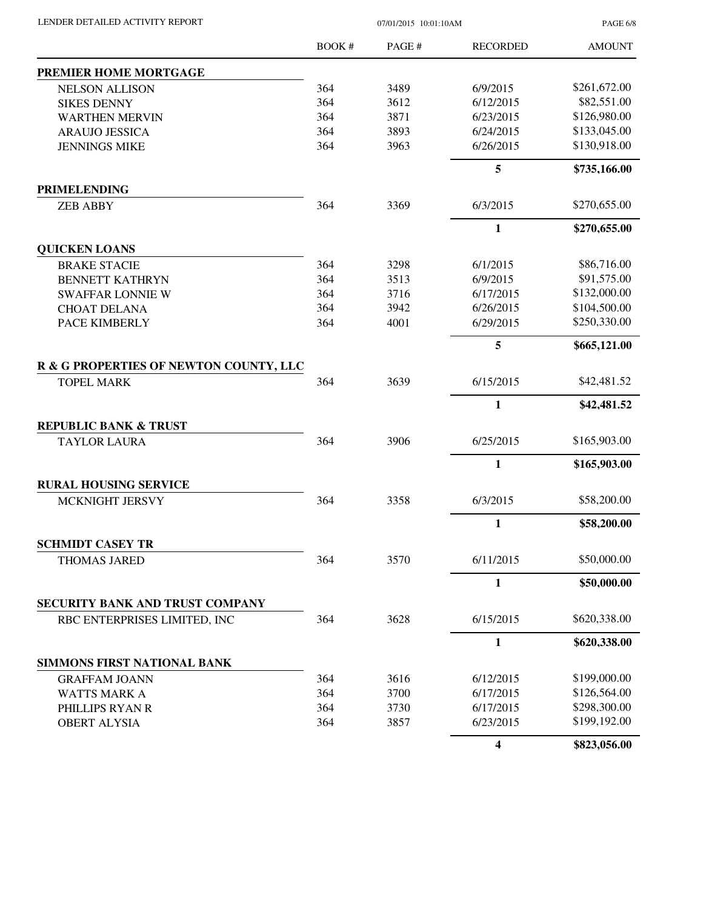| | BOOK # | PAGE # | RECORDED | AMOUNT |
|---|---|---|---|---|
| **PREMIER HOME MORTGAGE** | | | | |
| NELSON ALLISON | 364 | 3489 | 6/9/2015 | $261,672.00 |
| SIKES DENNY | 364 | 3612 | 6/12/2015 | $82,551.00 |
| WARTHEN MERVIN | 364 | 3871 | 6/23/2015 | $126,980.00 |
| ARAUJO JESSICA | 364 | 3893 | 6/24/2015 | $133,045.00 |
| JENNINGS MIKE | 364 | 3963 | 6/26/2015 | $130,918.00 |
| | | | **5** | **$735,166.00** |
| **PRIMELENDING** | | | | |
| ZEB ABBY | 364 | 3369 | 6/3/2015 | $270,655.00 |
| | | | **1** | **$270,655.00** |
| **QUICKEN LOANS** | | | | |
| BRAKE STACIE | 364 | 3298 | 6/1/2015 | $86,716.00 |
| BENNETT KATHRYN | 364 | 3513 | 6/9/2015 | $91,575.00 |
| SWAFFAR LONNIE W | 364 | 3716 | 6/17/2015 | $132,000.00 |
| CHOAT DELANA | 364 | 3942 | 6/26/2015 | $104,500.00 |
| PACE KIMBERLY | 364 | 4001 | 6/29/2015 | $250,330.00 |
| | | | **5** | **$665,121.00** |
| **R & G PROPERTIES OF NEWTON COUNTY, LLC** | | | | |
| TOPEL MARK | 364 | 3639 | 6/15/2015 | $42,481.52 |
| | | | **1** | **$42,481.52** |
| **REPUBLIC BANK & TRUST** | | | | |
| TAYLOR LAURA | 364 | 3906 | 6/25/2015 | $165,903.00 |
| | | | **1** | **$165,903.00** |
| **RURAL HOUSING SERVICE** | | | | |
| MCKNIGHT JERSVY | 364 | 3358 | 6/3/2015 | $58,200.00 |
| | | | **1** | **$58,200.00** |
| **SCHMIDT CASEY TR** | | | | |
| THOMAS JARED | 364 | 3570 | 6/11/2015 | $50,000.00 |
| | | | **1** | **$50,000.00** |
| **SECURITY BANK AND TRUST COMPANY** | | | | |
| RBC ENTERPRISES LIMITED, INC | 364 | 3628 | 6/15/2015 | $620,338.00 |
| | | | **1** | **$620,338.00** |
| **SIMMONS FIRST NATIONAL BANK** | | | | |
| GRAFFAM JOANN | 364 | 3616 | 6/12/2015 | $199,000.00 |
| WATTS MARK A | 364 | 3700 | 6/17/2015 | $126,564.00 |
| PHILLIPS RYAN R | 364 | 3730 | 6/17/2015 | $298,300.00 |
| OBERT ALYSIA | 364 | 3857 | 6/23/2015 | $199,192.00 |
| | | | **4** | **$823,056.00** |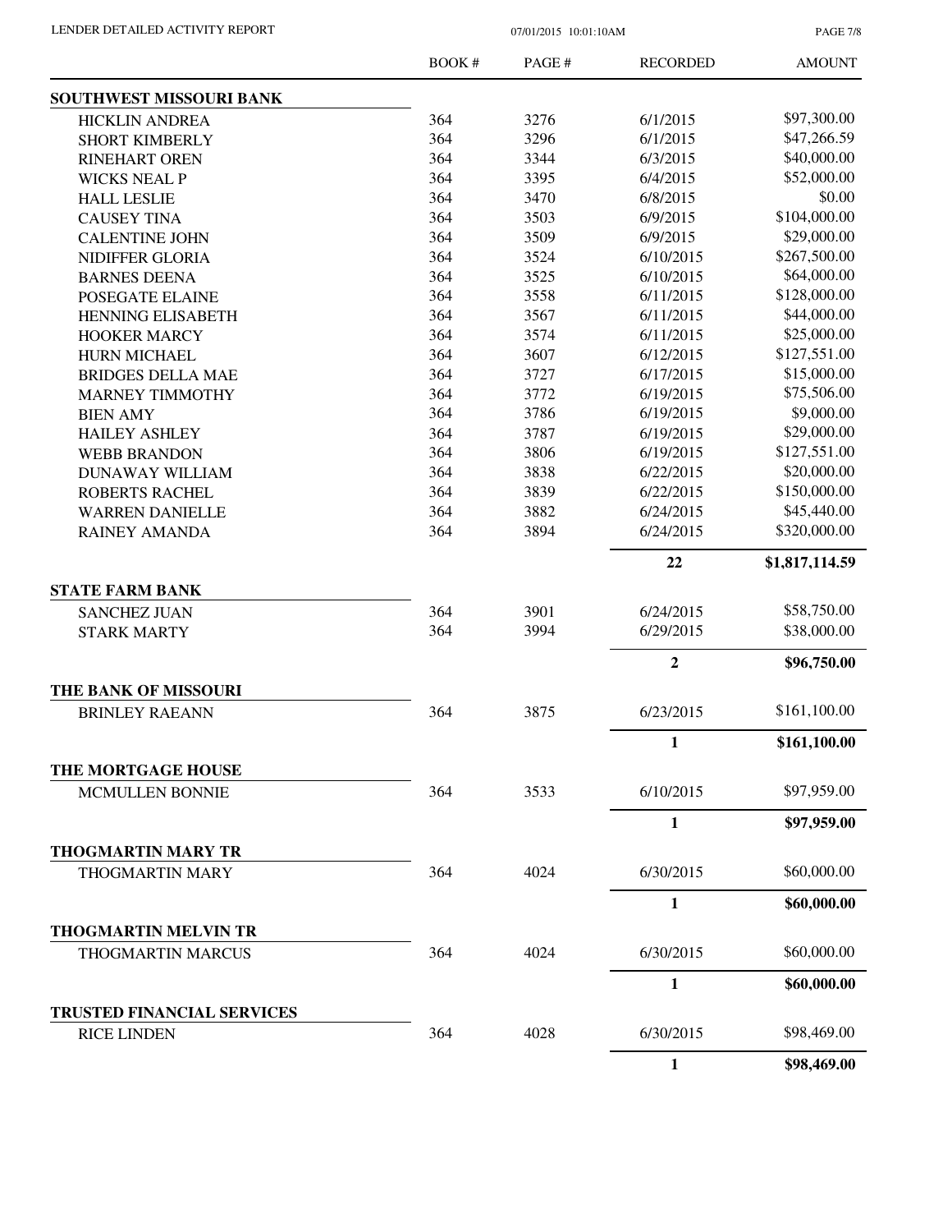LENDER DETAILED ACTIVITY REPORT

07/01/2015 10:01:10AM

| | BOOK # | PAGE # | RECORDED | AMOUNT |
|---|---|---|---|---|
| **SOUTHWEST MISSOURI BANK** | | | | |
| HICKLIN ANDREA | 364 | 3276 | 6/1/2015 | $97,300.00 |
| SHORT KIMBERLY | 364 | 3296 | 6/1/2015 | $47,266.59 |
| RINEHART OREN | 364 | 3344 | 6/3/2015 | $40,000.00 |
| WICKS NEAL P | 364 | 3395 | 6/4/2015 | $52,000.00 |
| HALL LESLIE | 364 | 3470 | 6/8/2015 | $0.00 |
| CAUSEY TINA | 364 | 3503 | 6/9/2015 | $104,000.00 |
| CALENTINE JOHN | 364 | 3509 | 6/9/2015 | $29,000.00 |
| NIDIFFER GLORIA | 364 | 3524 | 6/10/2015 | $267,500.00 |
| BARNES DEENA | 364 | 3525 | 6/10/2015 | $64,000.00 |
| POSEGATE ELAINE | 364 | 3558 | 6/11/2015 | $128,000.00 |
| HENNING ELISABETH | 364 | 3567 | 6/11/2015 | $44,000.00 |
| HOOKER MARCY | 364 | 3574 | 6/11/2015 | $25,000.00 |
| HURN MICHAEL | 364 | 3607 | 6/12/2015 | $127,551.00 |
| BRIDGES DELLA MAE | 364 | 3727 | 6/17/2015 | $15,000.00 |
| MARNEY TIMMOTHY | 364 | 3772 | 6/19/2015 | $75,506.00 |
| BIEN AMY | 364 | 3786 | 6/19/2015 | $9,000.00 |
| HAILEY ASHLEY | 364 | 3787 | 6/19/2015 | $29,000.00 |
| WEBB BRANDON | 364 | 3806 | 6/19/2015 | $127,551.00 |
| DUNAWAY WILLIAM | 364 | 3838 | 6/22/2015 | $20,000.00 |
| ROBERTS RACHEL | 364 | 3839 | 6/22/2015 | $150,000.00 |
| WARREN DANIELLE | 364 | 3882 | 6/24/2015 | $45,440.00 |
| RAINEY AMANDA | 364 | 3894 | 6/24/2015 | $320,000.00 |
| | | | **22** | **$1,817,114.59** |
| **STATE FARM BANK** | | | | |
| SANCHEZ JUAN | 364 | 3901 | 6/24/2015 | $58,750.00 |
| STARK MARTY | 364 | 3994 | 6/29/2015 | $38,000.00 |
| | | | **2** | **$96,750.00** |
| **THE BANK OF MISSOURI** | | | | |
| BRINLEY RAEANN | 364 | 3875 | 6/23/2015 | $161,100.00 |
| | | | **1** | **$161,100.00** |
| **THE MORTGAGE HOUSE** | | | | |
| MCMULLEN BONNIE | 364 | 3533 | 6/10/2015 | $97,959.00 |
| | | | **1** | **$97,959.00** |
| **THOGMARTIN MARY TR** | | | | |
| THOGMARTIN MARY | 364 | 4024 | 6/30/2015 | $60,000.00 |
| | | | **1** | **$60,000.00** |
| **THOGMARTIN MELVIN TR** | | | | |
| THOGMARTIN MARCUS | 364 | 4024 | 6/30/2015 | $60,000.00 |
| | | | **1** | **$60,000.00** |
| **TRUSTED FINANCIAL SERVICES** | | | | |
| RICE LINDEN | 364 | 4028 | 6/30/2015 | $98,469.00 |
| | | | **1** | **$98,469.00** |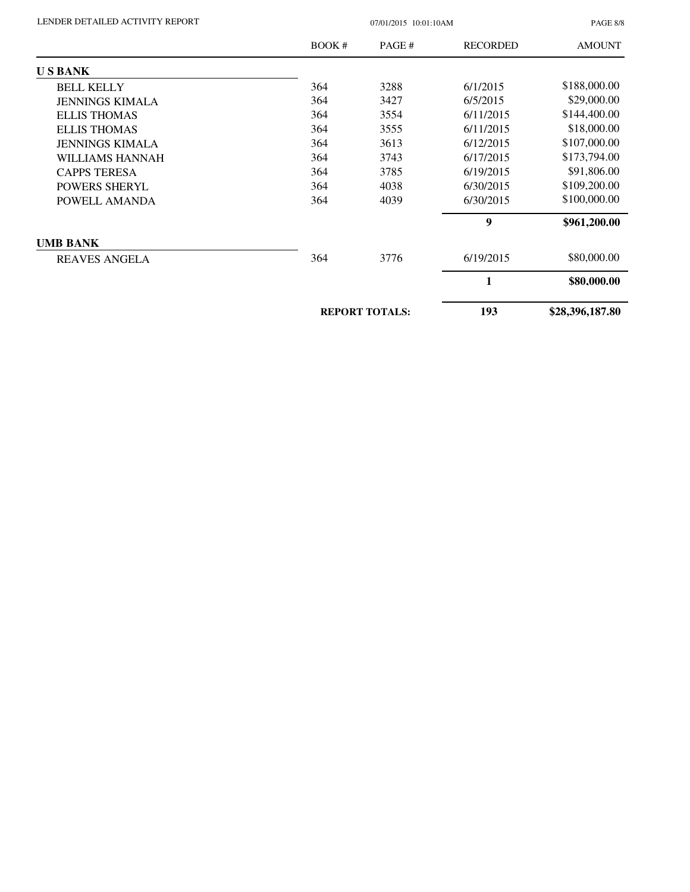| | BOOK # | PAGE # | RECORDED | AMOUNT |
|---|---|---|---|---|
| **U S BANK** | | | | |
| BELL KELLY | 364 | 3288 | 6/1/2015 | $188,000.00 |
| JENNINGS KIMALA | 364 | 3427 | 6/5/2015 | $29,000.00 |
| ELLIS THOMAS | 364 | 3554 | 6/11/2015 | $144,400.00 |
| ELLIS THOMAS | 364 | 3555 | 6/11/2015 | $18,000.00 |
| JENNINGS KIMALA | 364 | 3613 | 6/12/2015 | $107,000.00 |
| WILLIAMS HANNAH | 364 | 3743 | 6/17/2015 | $173,794.00 |
| CAPPS TERESA | 364 | 3785 | 6/19/2015 | $91,806.00 |
| POWERS SHERYL | 364 | 4038 | 6/30/2015 | $109,200.00 |
| POWELL AMANDA | 364 | 4039 | 6/30/2015 | $100,000.00 |
| | | | **9** | **$961,200.00** |
| **UMB BANK** | | | | |
| REAVES ANGELA | 364 | 3776 | 6/19/2015 | $80,000.00 |
| | | | **1** | **$80,000.00** |
| | **REPORT TOTALS:** | | **193** | **$28,396,187.80** |